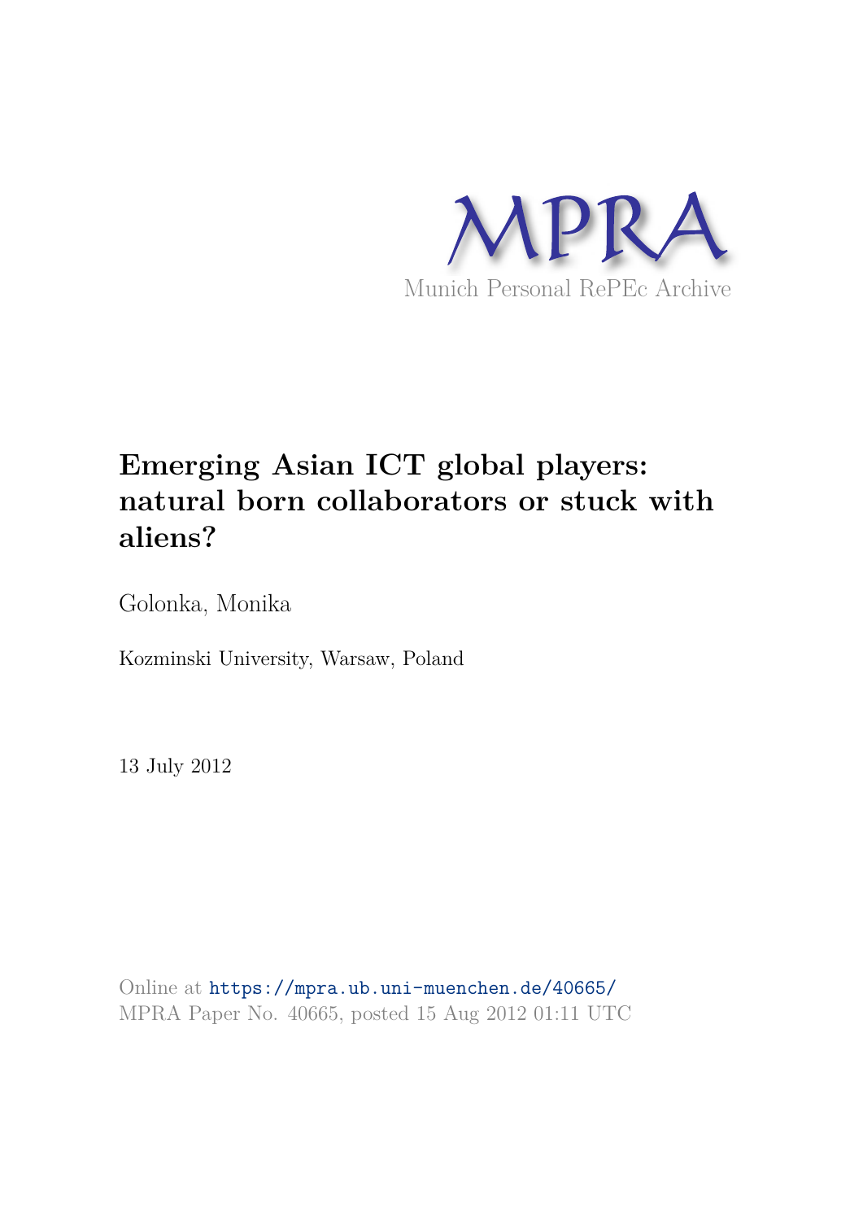MPRA

Munich Personal RePEc Archive

# Emerging Asian ICT global players: natural born collaborators or stuck with aliens?

Golonka, Monika

Kozminski University, Warsaw, Poland

13 July 2012

Online at https://mpra.ub.uni-muenchen.de/40665/
MPRA Paper No. 40665, posted 15 Aug 2012 01:11 UTC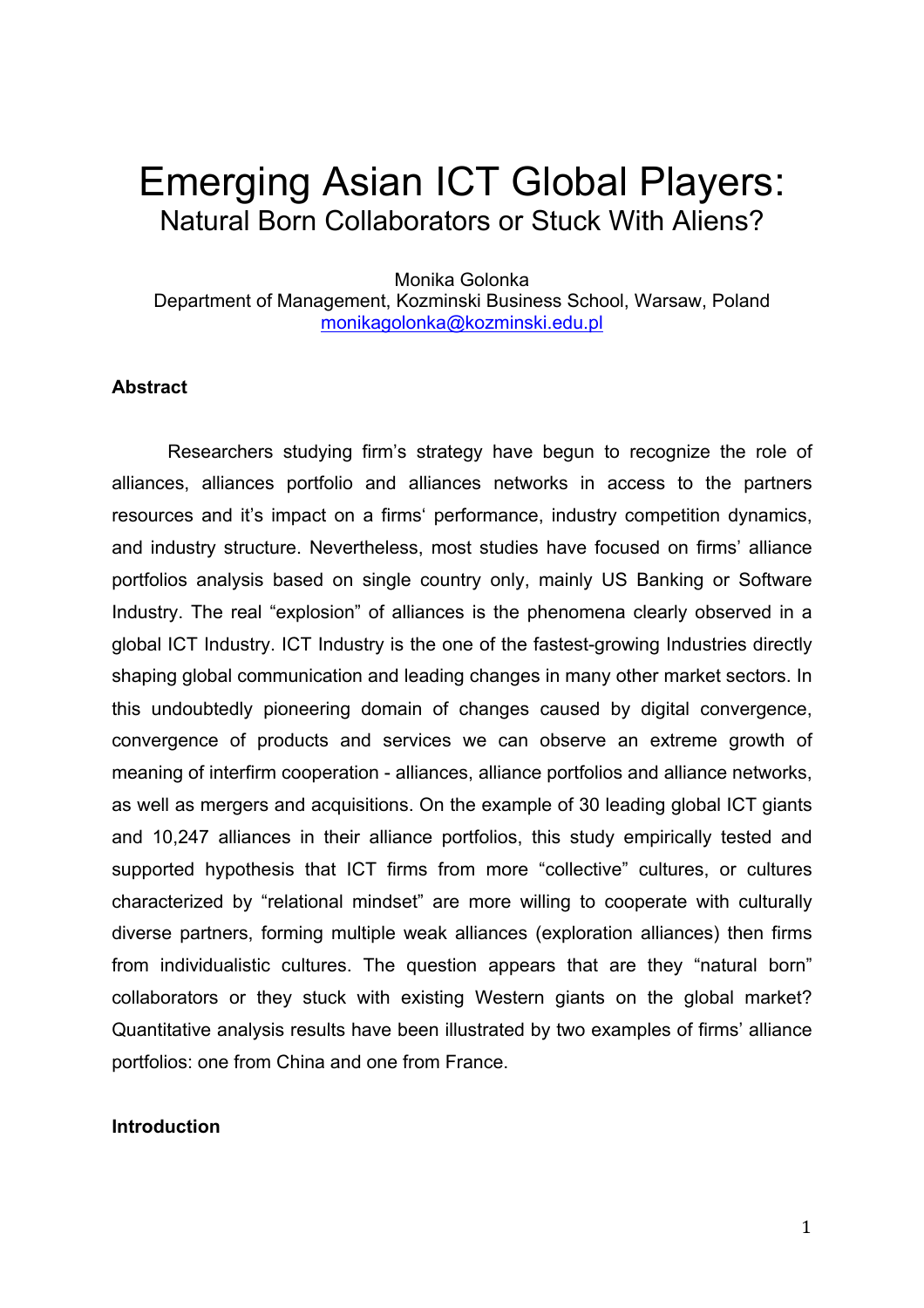# Emerging Asian ICT Global Players:
## Natural Born Collaborators or Stuck With Aliens?

Monika Golonka
Department of Management, Kozminski Business School, Warsaw, Poland
monikagolonka@kozminski.edu.pl

**Abstract**

Researchers studying firm's strategy have begun to recognize the role of alliances, alliances portfolio and alliances networks in access to the partners resources and it's impact on a firms' performance, industry competition dynamics, and industry structure. Nevertheless, most studies have focused on firms' alliance portfolios analysis based on single country only, mainly US Banking or Software Industry. The real "explosion" of alliances is the phenomena clearly observed in a global ICT Industry. ICT Industry is the one of the fastest-growing Industries directly shaping global communication and leading changes in many other market sectors. In this undoubtedly pioneering domain of changes caused by digital convergence, convergence of products and services we can observe an extreme growth of meaning of interfirm cooperation - alliances, alliance portfolios and alliance networks, as well as mergers and acquisitions. On the example of 30 leading global ICT giants and 10,247 alliances in their alliance portfolios, this study empirically tested and supported hypothesis that ICT firms from more "collective" cultures, or cultures characterized by "relational mindset" are more willing to cooperate with culturally diverse partners, forming multiple weak alliances (exploration alliances) then firms from individualistic cultures. The question appears that are they "natural born" collaborators or they stuck with existing Western giants on the global market? Quantitative analysis results have been illustrated by two examples of firms' alliance portfolios: one from China and one from France.

**Introduction**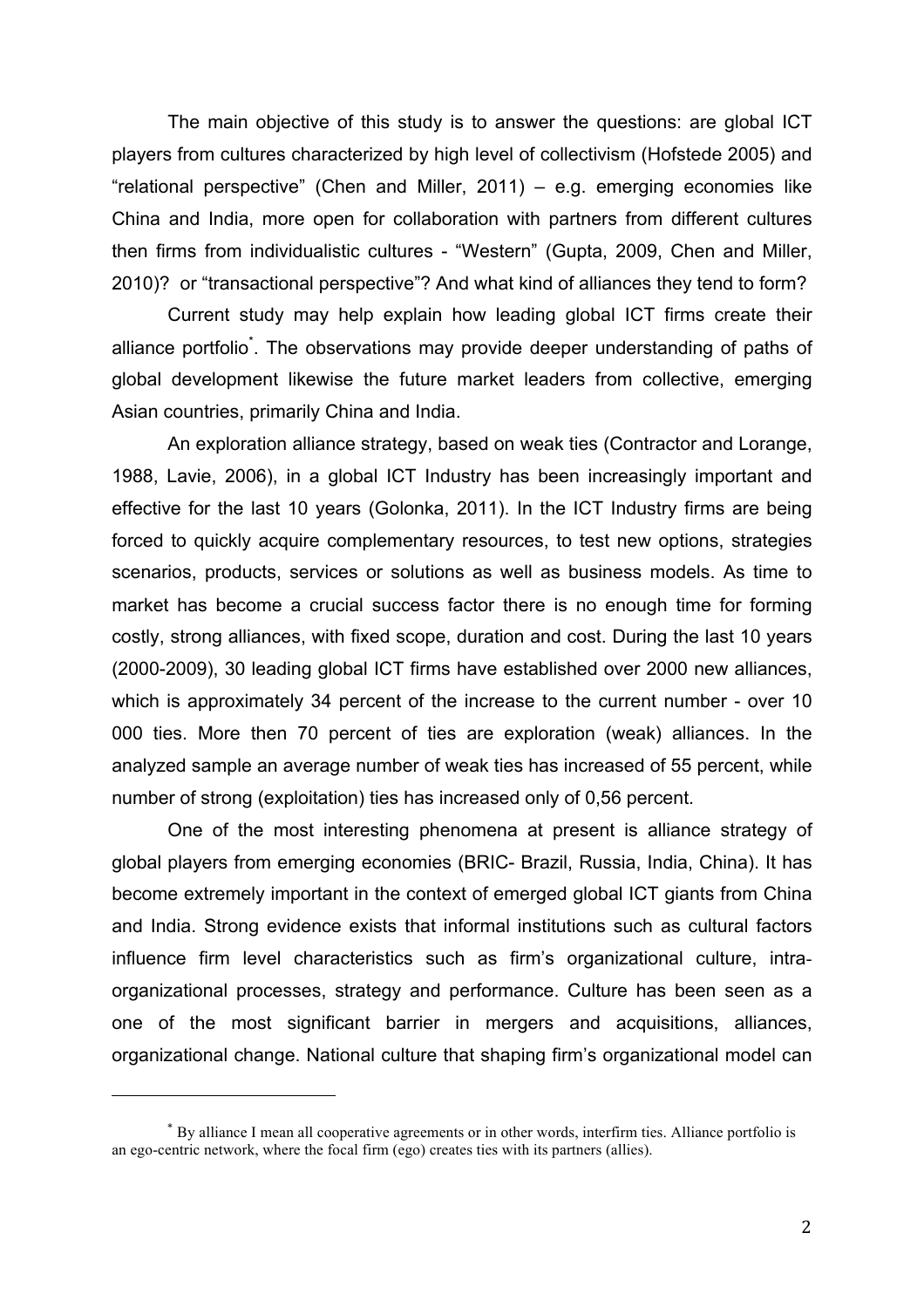The main objective of this study is to answer the questions: are global ICT players from cultures characterized by high level of collectivism (Hofstede 2005) and "relational perspective" (Chen and Miller, 2011) – e.g. emerging economies like China and India, more open for collaboration with partners from different cultures then firms from individualistic cultures - "Western" (Gupta, 2009, Chen and Miller, 2010)? or "transactional perspective"? And what kind of alliances they tend to form?

Current study may help explain how leading global ICT firms create their alliance portfolio*. The observations may provide deeper understanding of paths of global development likewise the future market leaders from collective, emerging Asian countries, primarily China and India.

An exploration alliance strategy, based on weak ties (Contractor and Lorange, 1988, Lavie, 2006), in a global ICT Industry has been increasingly important and effective for the last 10 years (Golonka, 2011). In the ICT Industry firms are being forced to quickly acquire complementary resources, to test new options, strategies scenarios, products, services or solutions as well as business models. As time to market has become a crucial success factor there is no enough time for forming costly, strong alliances, with fixed scope, duration and cost. During the last 10 years (2000-2009), 30 leading global ICT firms have established over 2000 new alliances, which is approximately 34 percent of the increase to the current number - over 10 000 ties. More then 70 percent of ties are exploration (weak) alliances. In the analyzed sample an average number of weak ties has increased of 55 percent, while number of strong (exploitation) ties has increased only of 0,56 percent.

One of the most interesting phenomena at present is alliance strategy of global players from emerging economies (BRIC- Brazil, Russia, India, China). It has become extremely important in the context of emerged global ICT giants from China and India. Strong evidence exists that informal institutions such as cultural factors influence firm level characteristics such as firm's organizational culture, intra-organizational processes, strategy and performance. Culture has been seen as a one of the most significant barrier in mergers and acquisitions, alliances, organizational change. National culture that shaping firm's organizational model can

* By alliance I mean all cooperative agreements or in other words, interfirm ties. Alliance portfolio is an ego-centric network, where the focal firm (ego) creates ties with its partners (allies).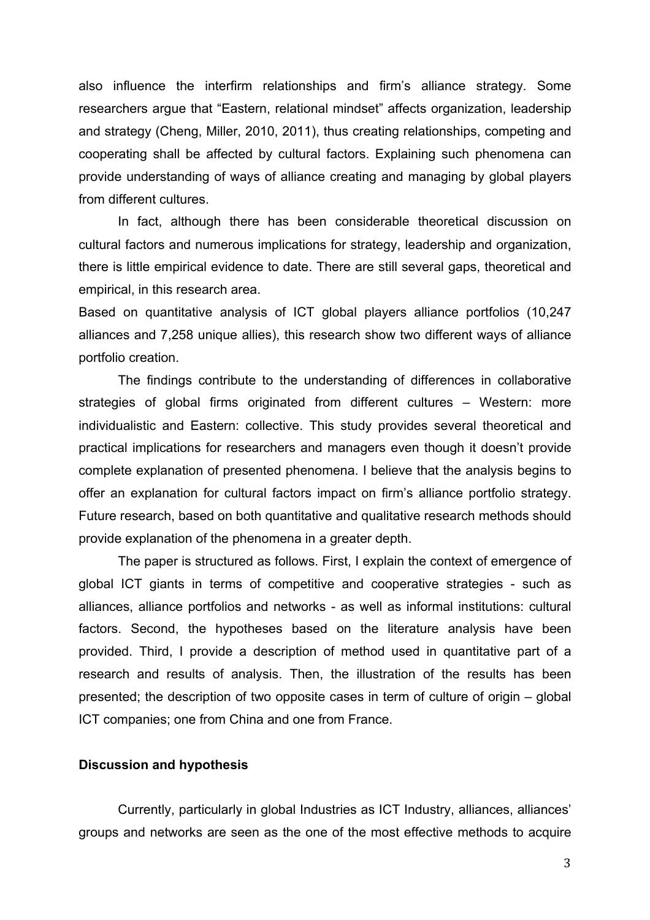also influence the interfirm relationships and firm's alliance strategy. Some researchers argue that "Eastern, relational mindset" affects organization, leadership and strategy (Cheng, Miller, 2010, 2011), thus creating relationships, competing and cooperating shall be affected by cultural factors. Explaining such phenomena can provide understanding of ways of alliance creating and managing by global players from different cultures.

In fact, although there has been considerable theoretical discussion on cultural factors and numerous implications for strategy, leadership and organization, there is little empirical evidence to date. There are still several gaps, theoretical and empirical, in this research area.

Based on quantitative analysis of ICT global players alliance portfolios (10,247 alliances and 7,258 unique allies), this research show two different ways of alliance portfolio creation.

The findings contribute to the understanding of differences in collaborative strategies of global firms originated from different cultures – Western: more individualistic and Eastern: collective. This study provides several theoretical and practical implications for researchers and managers even though it doesn't provide complete explanation of presented phenomena. I believe that the analysis begins to offer an explanation for cultural factors impact on firm's alliance portfolio strategy. Future research, based on both quantitative and qualitative research methods should provide explanation of the phenomena in a greater depth.

The paper is structured as follows. First, I explain the context of emergence of global ICT giants in terms of competitive and cooperative strategies - such as alliances, alliance portfolios and networks - as well as informal institutions: cultural factors. Second, the hypotheses based on the literature analysis have been provided. Third, I provide a description of method used in quantitative part of a research and results of analysis. Then, the illustration of the results has been presented; the description of two opposite cases in term of culture of origin – global ICT companies; one from China and one from France.

**Discussion and hypothesis**

Currently, particularly in global Industries as ICT Industry, alliances, alliances' groups and networks are seen as the one of the most effective methods to acquire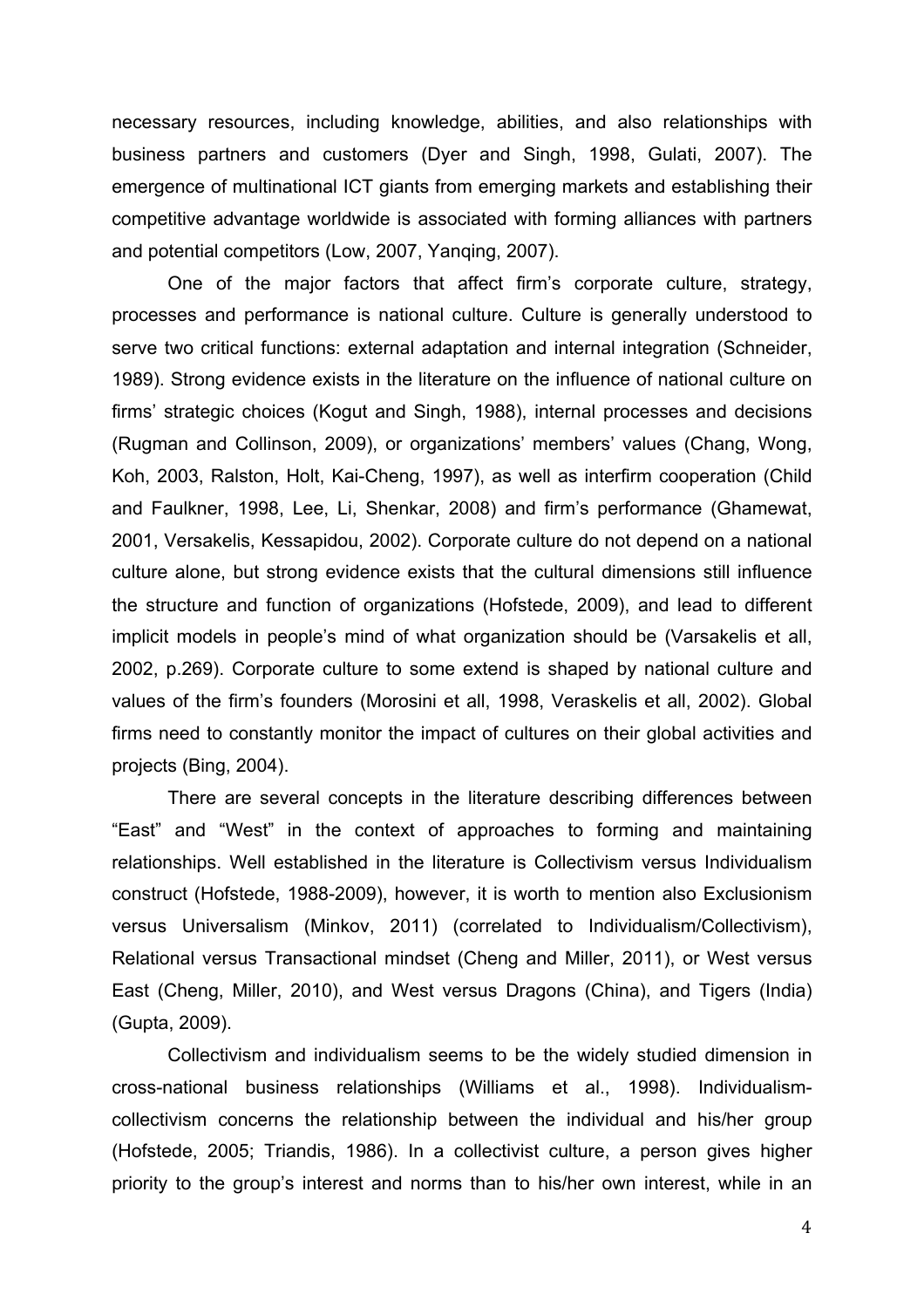necessary resources, including knowledge, abilities, and also relationships with business partners and customers (Dyer and Singh, 1998, Gulati, 2007). The emergence of multinational ICT giants from emerging markets and establishing their competitive advantage worldwide is associated with forming alliances with partners and potential competitors (Low, 2007, Yanqing, 2007).

One of the major factors that affect firm's corporate culture, strategy, processes and performance is national culture. Culture is generally understood to serve two critical functions: external adaptation and internal integration (Schneider, 1989). Strong evidence exists in the literature on the influence of national culture on firms' strategic choices (Kogut and Singh, 1988), internal processes and decisions (Rugman and Collinson, 2009), or organizations' members' values (Chang, Wong, Koh, 2003, Ralston, Holt, Kai-Cheng, 1997), as well as interfirm cooperation (Child and Faulkner, 1998, Lee, Li, Shenkar, 2008) and firm's performance (Ghamewat, 2001, Versakelis, Kessapidou, 2002). Corporate culture do not depend on a national culture alone, but strong evidence exists that the cultural dimensions still influence the structure and function of organizations (Hofstede, 2009), and lead to different implicit models in people's mind of what organization should be (Varsakelis et all, 2002, p.269). Corporate culture to some extend is shaped by national culture and values of the firm's founders (Morosini et all, 1998, Veraskelis et all, 2002). Global firms need to constantly monitor the impact of cultures on their global activities and projects (Bing, 2004).

There are several concepts in the literature describing differences between "East" and "West" in the context of approaches to forming and maintaining relationships. Well established in the literature is Collectivism versus Individualism construct (Hofstede, 1988-2009), however, it is worth to mention also Exclusionism versus Universalism (Minkov, 2011) (correlated to Individualism/Collectivism), Relational versus Transactional mindset (Cheng and Miller, 2011), or West versus East (Cheng, Miller, 2010), and West versus Dragons (China), and Tigers (India) (Gupta, 2009).

Collectivism and individualism seems to be the widely studied dimension in cross-national business relationships (Williams et al., 1998). Individualism-collectivism concerns the relationship between the individual and his/her group (Hofstede, 2005; Triandis, 1986). In a collectivist culture, a person gives higher priority to the group's interest and norms than to his/her own interest, while in an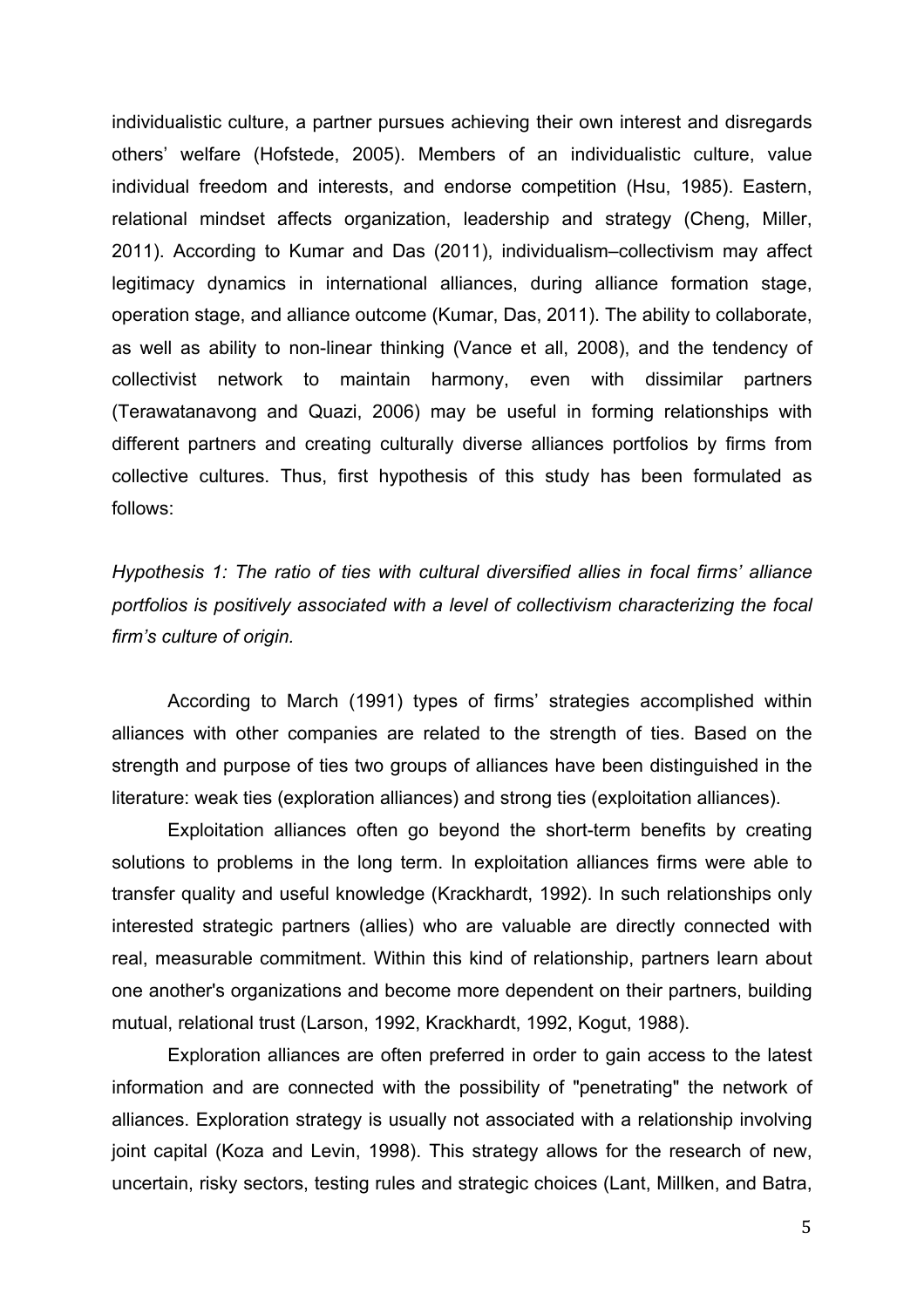individualistic culture, a partner pursues achieving their own interest and disregards others' welfare (Hofstede, 2005). Members of an individualistic culture, value individual freedom and interests, and endorse competition (Hsu, 1985). Eastern, relational mindset affects organization, leadership and strategy (Cheng, Miller, 2011). According to Kumar and Das (2011), individualism–collectivism may affect legitimacy dynamics in international alliances, during alliance formation stage, operation stage, and alliance outcome (Kumar, Das, 2011). The ability to collaborate, as well as ability to non-linear thinking (Vance et all, 2008), and the tendency of collectivist network to maintain harmony, even with dissimilar partners (Terawatanavong and Quazi, 2006) may be useful in forming relationships with different partners and creating culturally diverse alliances portfolios by firms from collective cultures. Thus, first hypothesis of this study has been formulated as follows:

*Hypothesis 1: The ratio of ties with cultural diversified allies in focal firms' alliance portfolios is positively associated with a level of collectivism characterizing the focal firm's culture of origin.*

According to March (1991) types of firms' strategies accomplished within alliances with other companies are related to the strength of ties. Based on the strength and purpose of ties two groups of alliances have been distinguished in the literature: weak ties (exploration alliances) and strong ties (exploitation alliances).

Exploitation alliances often go beyond the short-term benefits by creating solutions to problems in the long term. In exploitation alliances firms were able to transfer quality and useful knowledge (Krackhardt, 1992). In such relationships only interested strategic partners (allies) who are valuable are directly connected with real, measurable commitment. Within this kind of relationship, partners learn about one another's organizations and become more dependent on their partners, building mutual, relational trust (Larson, 1992, Krackhardt, 1992, Kogut, 1988).

Exploration alliances are often preferred in order to gain access to the latest information and are connected with the possibility of "penetrating" the network of alliances. Exploration strategy is usually not associated with a relationship involving joint capital (Koza and Levin, 1998). This strategy allows for the research of new, uncertain, risky sectors, testing rules and strategic choices (Lant, Millken, and Batra,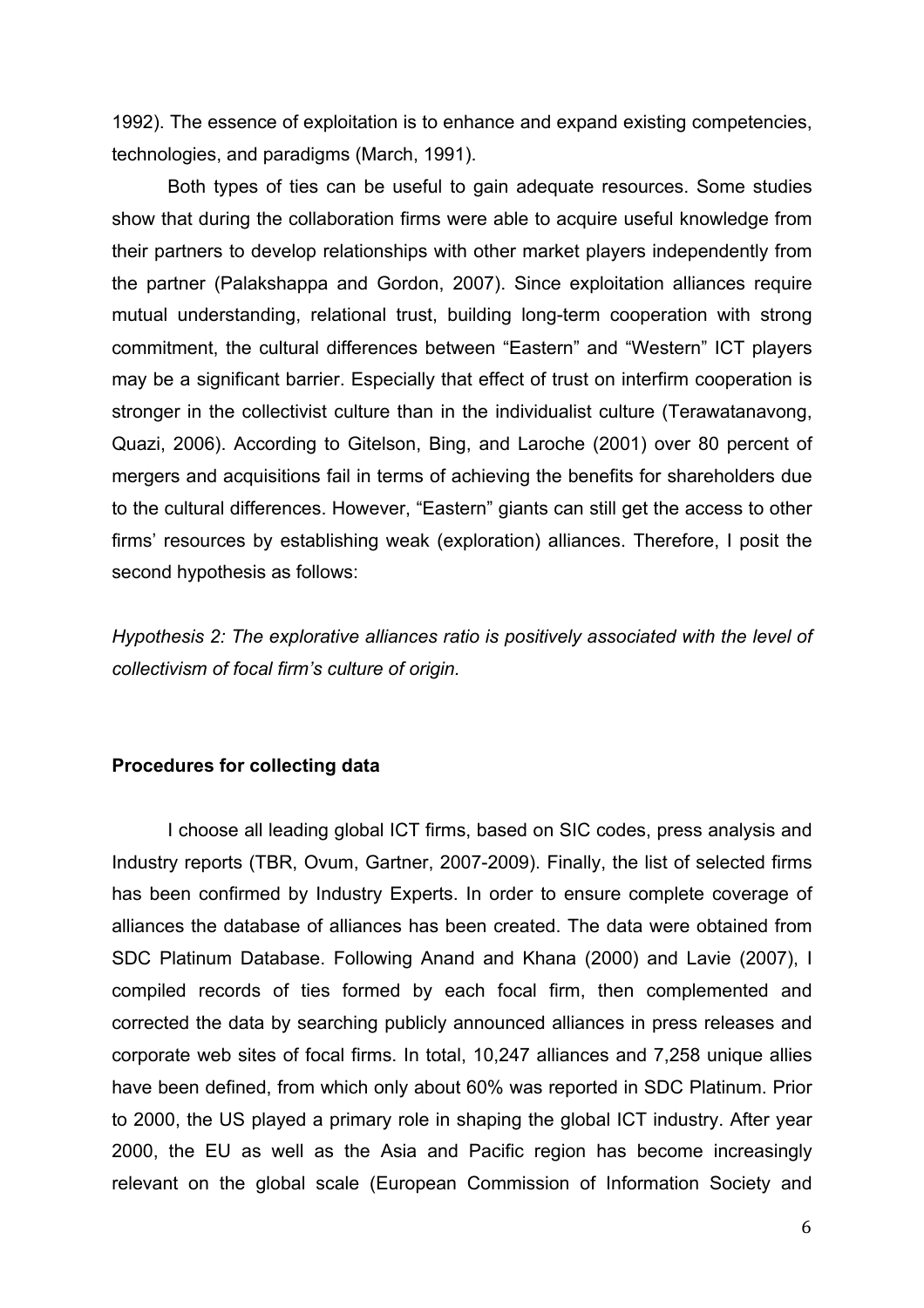1992). The essence of exploitation is to enhance and expand existing competencies, technologies, and paradigms (March, 1991).

Both types of ties can be useful to gain adequate resources. Some studies show that during the collaboration firms were able to acquire useful knowledge from their partners to develop relationships with other market players independently from the partner (Palakshappa and Gordon, 2007). Since exploitation alliances require mutual understanding, relational trust, building long-term cooperation with strong commitment, the cultural differences between "Eastern" and "Western" ICT players may be a significant barrier. Especially that effect of trust on interfirm cooperation is stronger in the collectivist culture than in the individualist culture (Terawatanavong, Quazi, 2006). According to Gitelson, Bing, and Laroche (2001) over 80 percent of mergers and acquisitions fail in terms of achieving the benefits for shareholders due to the cultural differences. However, "Eastern" giants can still get the access to other firms' resources by establishing weak (exploration) alliances. Therefore, I posit the second hypothesis as follows:

*Hypothesis 2: The explorative alliances ratio is positively associated with the level of collectivism of focal firm's culture of origin.*

**Procedures for collecting data**

I choose all leading global ICT firms, based on SIC codes, press analysis and Industry reports (TBR, Ovum, Gartner, 2007-2009). Finally, the list of selected firms has been confirmed by Industry Experts. In order to ensure complete coverage of alliances the database of alliances has been created. The data were obtained from SDC Platinum Database. Following Anand and Khana (2000) and Lavie (2007), I compiled records of ties formed by each focal firm, then complemented and corrected the data by searching publicly announced alliances in press releases and corporate web sites of focal firms. In total, 10,247 alliances and 7,258 unique allies have been defined, from which only about 60% was reported in SDC Platinum. Prior to 2000, the US played a primary role in shaping the global ICT industry. After year 2000, the EU as well as the Asia and Pacific region has become increasingly relevant on the global scale (European Commission of Information Society and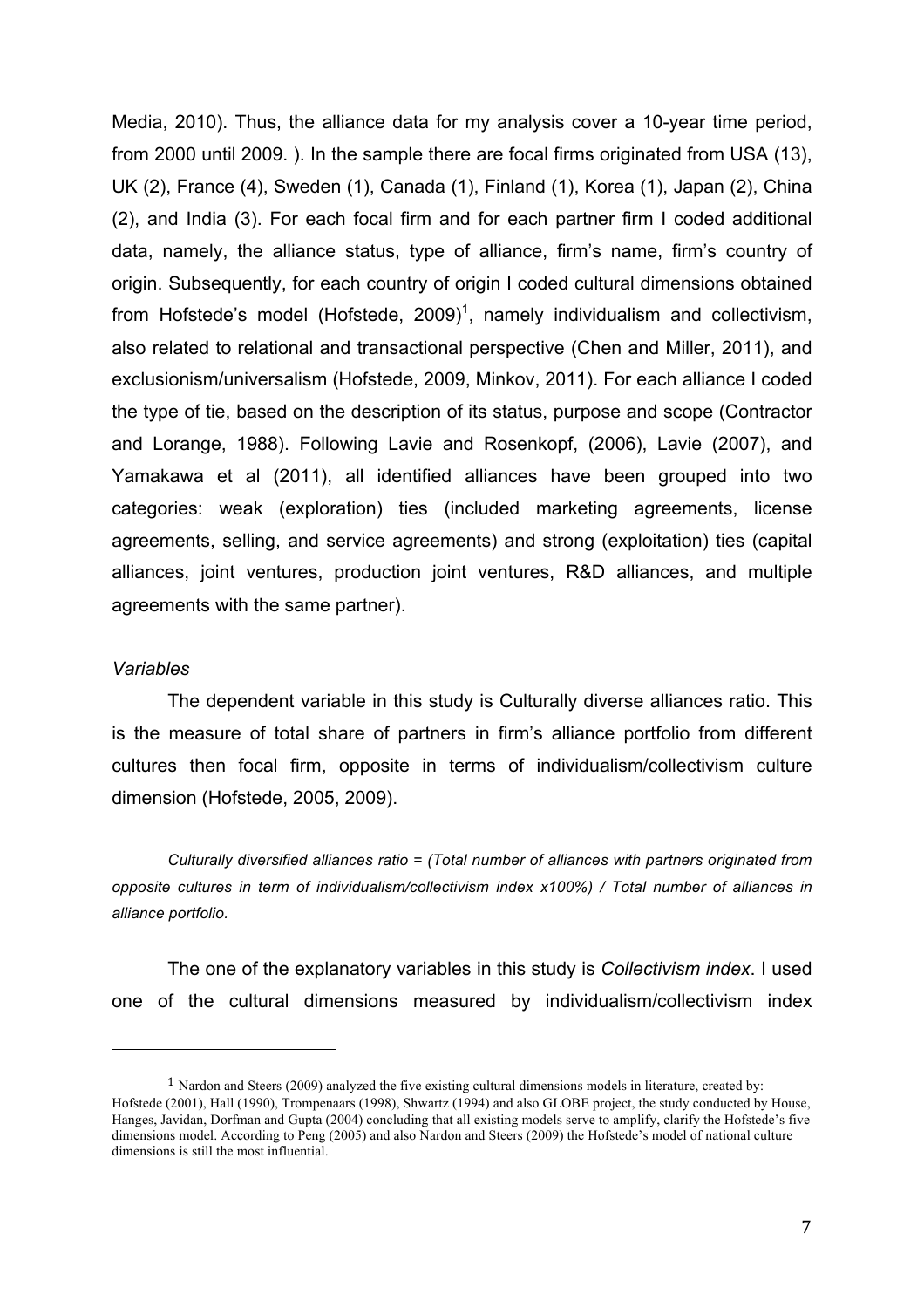Media, 2010). Thus, the alliance data for my analysis cover a 10-year time period, from 2000 until 2009. ). In the sample there are focal firms originated from USA (13), UK (2), France (4), Sweden (1), Canada (1), Finland (1), Korea (1), Japan (2), China (2), and India (3). For each focal firm and for each partner firm I coded additional data, namely, the alliance status, type of alliance, firm's name, firm's country of origin. Subsequently, for each country of origin I coded cultural dimensions obtained from Hofstede's model (Hofstede, 2009)[1], namely individualism and collectivism, also related to relational and transactional perspective (Chen and Miller, 2011), and exclusionism/universalism (Hofstede, 2009, Minkov, 2011). For each alliance I coded the type of tie, based on the description of its status, purpose and scope (Contractor and Lorange, 1988). Following Lavie and Rosenkopf, (2006), Lavie (2007), and Yamakawa et al (2011), all identified alliances have been grouped into two categories: weak (exploration) ties (included marketing agreements, license agreements, selling, and service agreements) and strong (exploitation) ties (capital alliances, joint ventures, production joint ventures, R&D alliances, and multiple agreements with the same partner).

*Variables*

The dependent variable in this study is Culturally diverse alliances ratio. This is the measure of total share of partners in firm's alliance portfolio from different cultures then focal firm, opposite in terms of individualism/collectivism culture dimension (Hofstede, 2005, 2009).

*Culturally diversified alliances ratio = (Total number of alliances with partners originated from opposite cultures in term of individualism/collectivism index x100%) / Total number of alliances in alliance portfolio.*

The one of the explanatory variables in this study is *Collectivism index*. I used one of the cultural dimensions measured by individualism/collectivism index

---

[1] Nardon and Steers (2009) analyzed the five existing cultural dimensions models in literature, created by: Hofstede (2001), Hall (1990), Trompenaars (1998), Shwartz (1994) and also GLOBE project, the study conducted by House, Hanges, Javidan, Dorfman and Gupta (2004) concluding that all existing models serve to amplify, clarify the Hofstede's five dimensions model. According to Peng (2005) and also Nardon and Steers (2009) the Hofstede's model of national culture dimensions is still the most influential.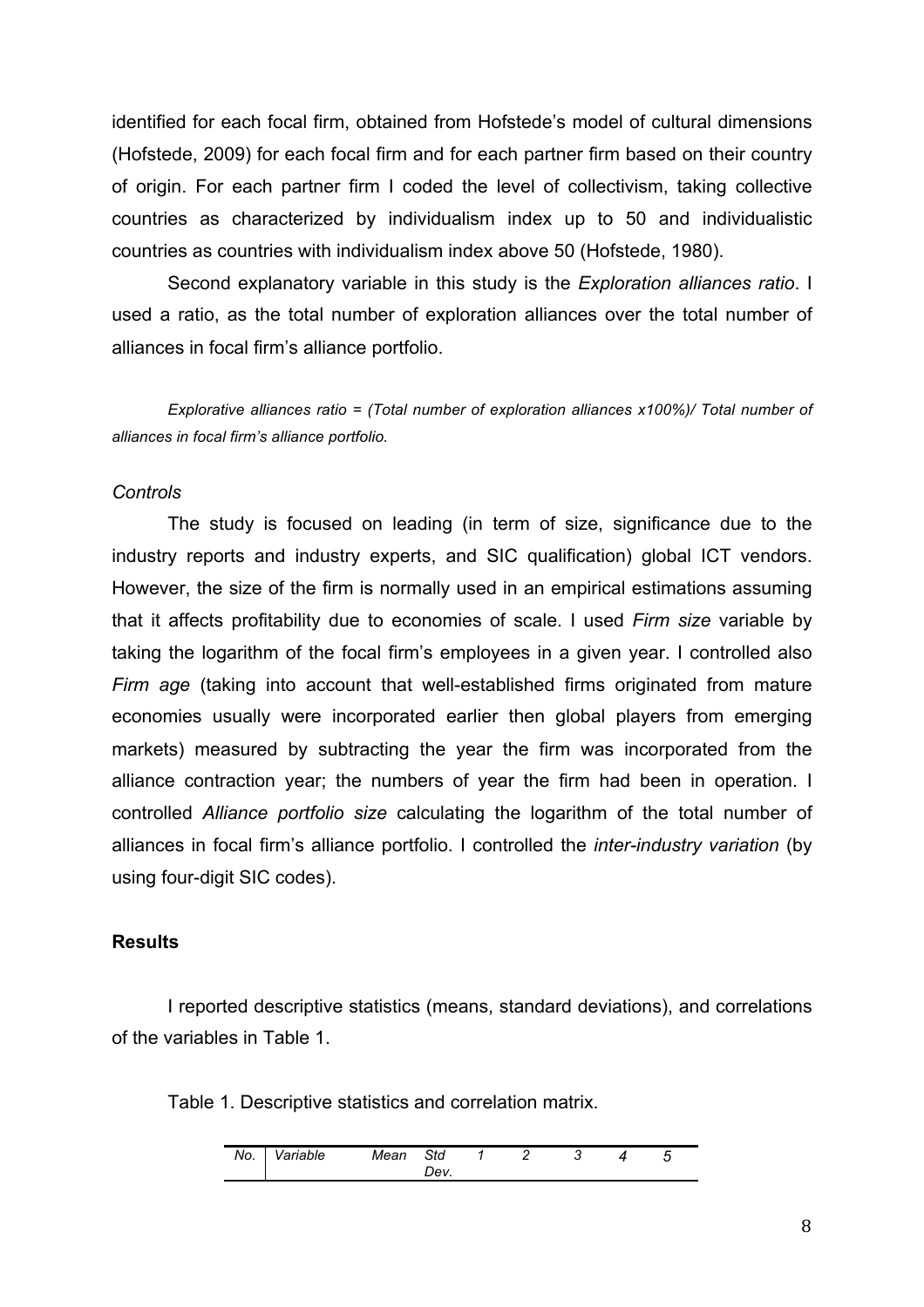identified for each focal firm, obtained from Hofstede's model of cultural dimensions (Hofstede, 2009) for each focal firm and for each partner firm based on their country of origin. For each partner firm I coded the level of collectivism, taking collective countries as characterized by individualism index up to 50 and individualistic countries as countries with individualism index above 50 (Hofstede, 1980).

Second explanatory variable in this study is the *Exploration alliances ratio*. I used a ratio, as the total number of exploration alliances over the total number of alliances in focal firm's alliance portfolio.

*Explorative alliances ratio = (Total number of exploration alliances x100%)/ Total number of alliances in focal firm's alliance portfolio.*

*Controls*

The study is focused on leading (in term of size, significance due to the industry reports and industry experts, and SIC qualification) global ICT vendors. However, the size of the firm is normally used in an empirical estimations assuming that it affects profitability due to economies of scale. I used *Firm size* variable by taking the logarithm of the focal firm's employees in a given year. I controlled also *Firm age* (taking into account that well-established firms originated from mature economies usually were incorporated earlier then global players from emerging markets) measured by subtracting the year the firm was incorporated from the alliance contraction year; the numbers of year the firm had been in operation. I controlled *Alliance portfolio size* calculating the logarithm of the total number of alliances in focal firm's alliance portfolio. I controlled the *inter-industry variation* (by using four-digit SIC codes).

**Results**

I reported descriptive statistics (means, standard deviations), and correlations of the variables in Table 1.

Table 1. Descriptive statistics and correlation matrix.

| *No.* | *Variable* | *Mean* | *Std Dev.* | *1* | *2* | *3* | *4* | *5* |
|---|---|---|---|---|---|---|---|---|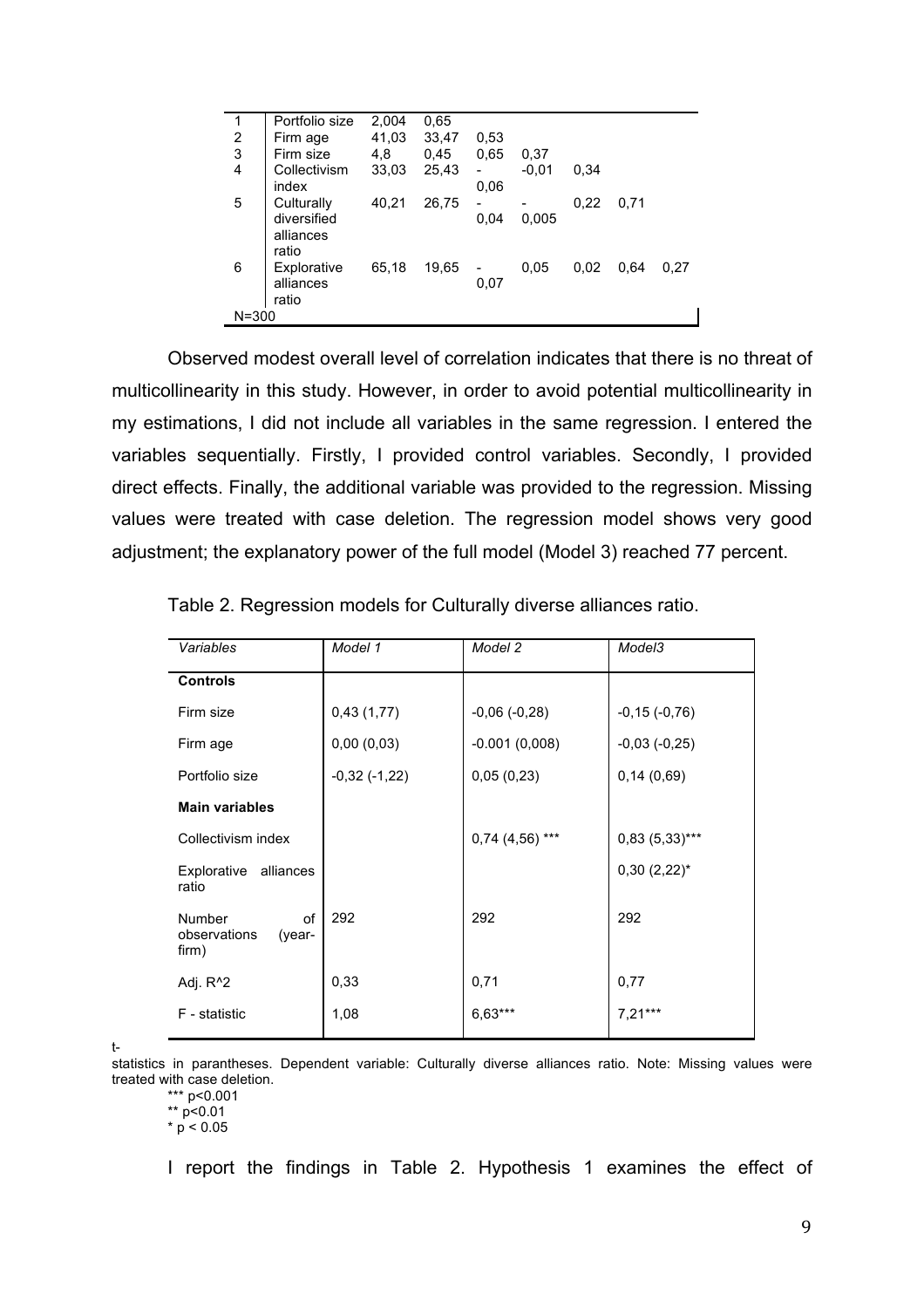| | | | | | | | | |
|---|---|---|---|---|---|---|---|---|
| 1 | Portfolio size | 2,004 | 0,65 | | | | | |
| 2 | Firm age | 41,03 | 33,47 | 0,53 | | | | |
| 3 | Firm size | 4,8 | 0,45 | 0,65 | 0,37 | | | |
| 4 | Collectivism index | 33,03 | 25,43 | -0,06 | -0,01 | 0,34 | | |
| 5 | Culturally diversified alliances ratio | 40,21 | 26,75 | -0,04 | -0,005 | 0,22 | 0,71 | |
| 6 | Explorative alliances ratio | 65,18 | 19,65 | -0,07 | 0,05 | 0,02 | 0,64 | 0,27 |
| N=300 | | | | | | | | |

Observed modest overall level of correlation indicates that there is no threat of multicollinearity in this study. However, in order to avoid potential multicollinearity in my estimations, I did not include all variables in the same regression. I entered the variables sequentially. Firstly, I provided control variables. Secondly, I provided direct effects. Finally, the additional variable was provided to the regression. Missing values were treated with case deletion. The regression model shows very good adjustment; the explanatory power of the full model (Model 3) reached 77 percent.

Table 2. Regression models for Culturally diverse alliances ratio.

| *Variables* | *Model 1* | *Model 2* | *Model3* |
|---|---|---|---|
| **Controls** | | | |
| Firm size | 0,43 (1,77) | -0,06 (-0,28) | -0,15 (-0,76) |
| Firm age | 0,00 (0,03) | -0.001 (0,008) | -0,03 (-0,25) |
| Portfolio size | -0,32 (-1,22) | 0,05 (0,23) | 0,14 (0,69) |
| **Main variables** | | | |
| Collectivism index | | 0,74 (4,56) *** | 0,83 (5,33)*** |
| Explorative alliances ratio | | | 0,30 (2,22)* |
| Number of observations (year-firm) | 292 | 292 | 292 |
| Adj. R^2 | 0,33 | 0,71 | 0,77 |
| F - statistic | 1,08 | 6,63*** | 7,21*** |

t-statistics in parantheses. Dependent variable: Culturally diverse alliances ratio. Note: Missing values were treated with case deletion.

*** $p<0.001$

** $p<0.01$

* $p < 0.05$

I report the findings in Table 2. Hypothesis 1 examines the effect of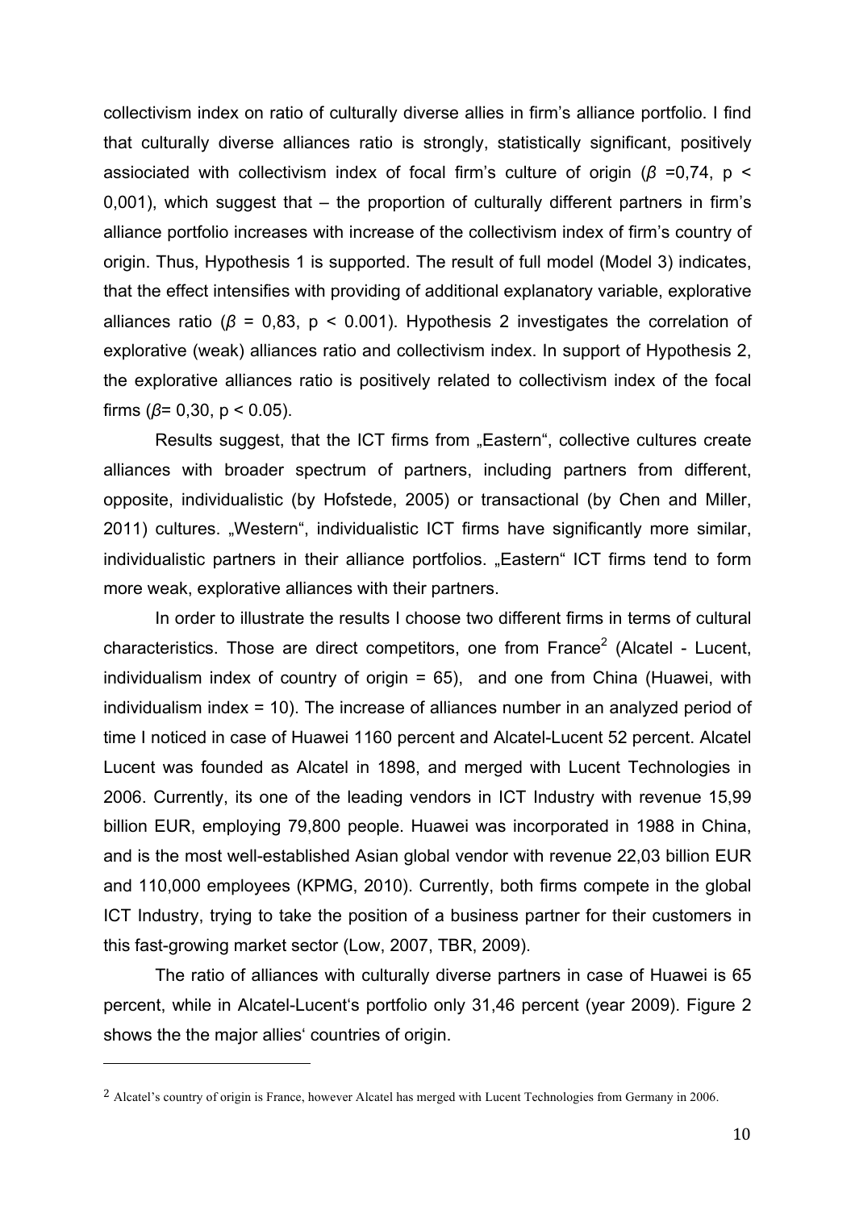collectivism index on ratio of culturally diverse allies in firm's alliance portfolio. I find that culturally diverse alliances ratio is strongly, statistically significant, positively assiociated with collectivism index of focal firm's culture of origin ($\beta$ =0,74, p < 0,001), which suggest that – the proportion of culturally different partners in firm's alliance portfolio increases with increase of the collectivism index of firm's country of origin. Thus, Hypothesis 1 is supported. The result of full model (Model 3) indicates, that the effect intensifies with providing of additional explanatory variable, explorative alliances ratio ($\beta$ = 0,83, p < 0.001). Hypothesis 2 investigates the correlation of explorative (weak) alliances ratio and collectivism index. In support of Hypothesis 2, the explorative alliances ratio is positively related to collectivism index of the focal firms ($\beta$= 0,30, p < 0.05).

Results suggest, that the ICT firms from „Eastern", collective cultures create alliances with broader spectrum of partners, including partners from different, opposite, individualistic (by Hofstede, 2005) or transactional (by Chen and Miller, 2011) cultures. „Western", individualistic ICT firms have significantly more similar, individualistic partners in their alliance portfolios. „Eastern" ICT firms tend to form more weak, explorative alliances with their partners.

In order to illustrate the results I choose two different firms in terms of cultural characteristics. Those are direct competitors, one from France[2] (Alcatel - Lucent, individualism index of country of origin = 65), and one from China (Huawei, with individualism index = 10). The increase of alliances number in an analyzed period of time I noticed in case of Huawei 1160 percent and Alcatel-Lucent 52 percent. Alcatel Lucent was founded as Alcatel in 1898, and merged with Lucent Technologies in 2006. Currently, its one of the leading vendors in ICT Industry with revenue 15,99 billion EUR, employing 79,800 people. Huawei was incorporated in 1988 in China, and is the most well-established Asian global vendor with revenue 22,03 billion EUR and 110,000 employees (KPMG, 2010). Currently, both firms compete in the global ICT Industry, trying to take the position of a business partner for their customers in this fast-growing market sector (Low, 2007, TBR, 2009).

The ratio of alliances with culturally diverse partners in case of Huawei is 65 percent, while in Alcatel-Lucent's portfolio only 31,46 percent (year 2009). Figure 2 shows the the major allies' countries of origin.

---

[2] Alcatel's country of origin is France, however Alcatel has merged with Lucent Technologies from Germany in 2006.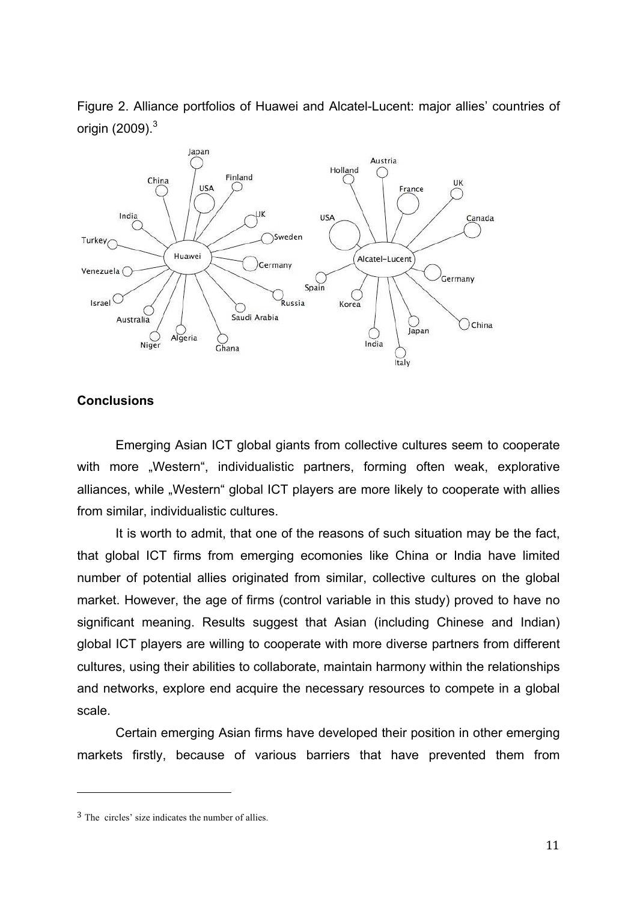Figure 2. Alliance portfolios of Huawei and Alcatel-Lucent: major allies' countries of origin (2009).[3]

## Conclusions

Emerging Asian ICT global giants from collective cultures seem to cooperate with more „Western", individualistic partners, forming often weak, explorative alliances, while „Western" global ICT players are more likely to cooperate with allies from similar, individualistic cultures.

It is worth to admit, that one of the reasons of such situation may be the fact, that global ICT firms from emerging ecomonies like China or India have limited number of potential allies originated from similar, collective cultures on the global market. However, the age of firms (control variable in this study) proved to have no significant meaning. Results suggest that Asian (including Chinese and Indian) global ICT players are willing to cooperate with more diverse partners from different cultures, using their abilities to collaborate, maintain harmony within the relationships and networks, explore end acquire the necessary resources to compete in a global scale.

Certain emerging Asian firms have developed their position in other emerging markets firstly, because of various barriers that have prevented them from

---

[3] The circles' size indicates the number of allies.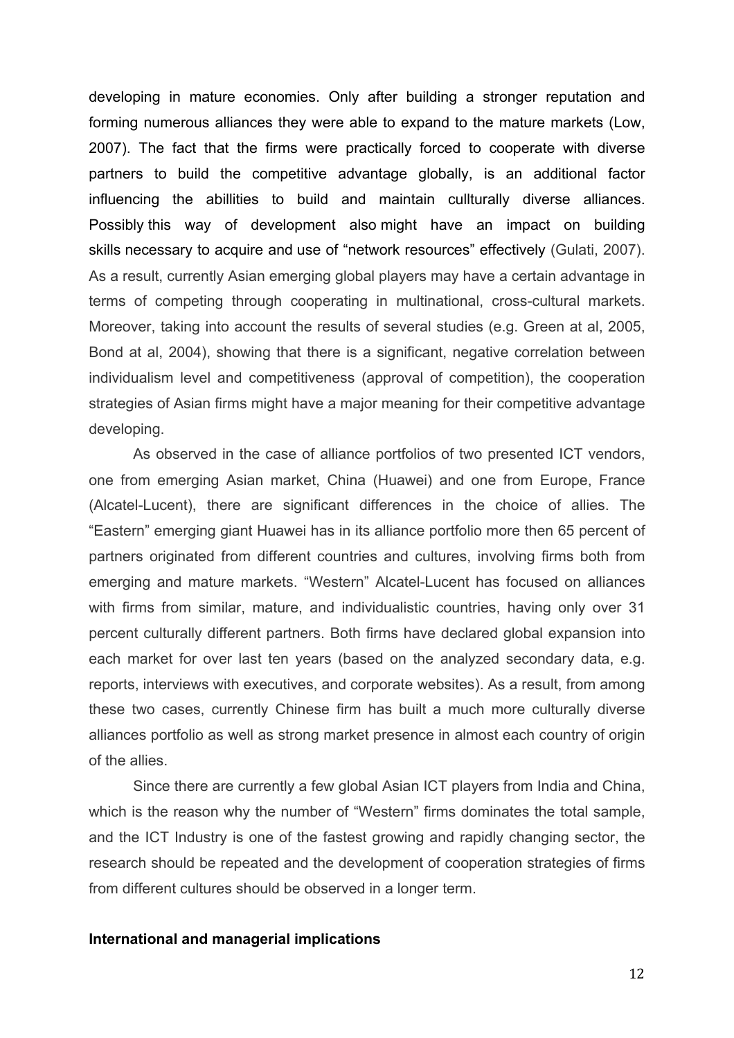developing in mature economies. Only after building a stronger reputation and forming numerous alliances they were able to expand to the mature markets (Low, 2007). The fact that the firms were practically forced to cooperate with diverse partners to build the competitive advantage globally, is an additional factor influencing the abillities to build and maintain cullturally diverse alliances. Possibly this way of development also might have an impact on building skills necessary to acquire and use of "network resources" effectively (Gulati, 2007). As a result, currently Asian emerging global players may have a certain advantage in terms of competing through cooperating in multinational, cross-cultural markets. Moreover, taking into account the results of several studies (e.g. Green at al, 2005, Bond at al, 2004), showing that there is a significant, negative correlation between individualism level and competitiveness (approval of competition), the cooperation strategies of Asian firms might have a major meaning for their competitive advantage developing.

As observed in the case of alliance portfolios of two presented ICT vendors, one from emerging Asian market, China (Huawei) and one from Europe, France (Alcatel-Lucent), there are significant differences in the choice of allies. The "Eastern" emerging giant Huawei has in its alliance portfolio more then 65 percent of partners originated from different countries and cultures, involving firms both from emerging and mature markets. "Western" Alcatel-Lucent has focused on alliances with firms from similar, mature, and individualistic countries, having only over 31 percent culturally different partners. Both firms have declared global expansion into each market for over last ten years (based on the analyzed secondary data, e.g. reports, interviews with executives, and corporate websites). As a result, from among these two cases, currently Chinese firm has built a much more culturally diverse alliances portfolio as well as strong market presence in almost each country of origin of the allies.

Since there are currently a few global Asian ICT players from India and China, which is the reason why the number of "Western" firms dominates the total sample, and the ICT Industry is one of the fastest growing and rapidly changing sector, the research should be repeated and the development of cooperation strategies of firms from different cultures should be observed in a longer term.

**International and managerial implications**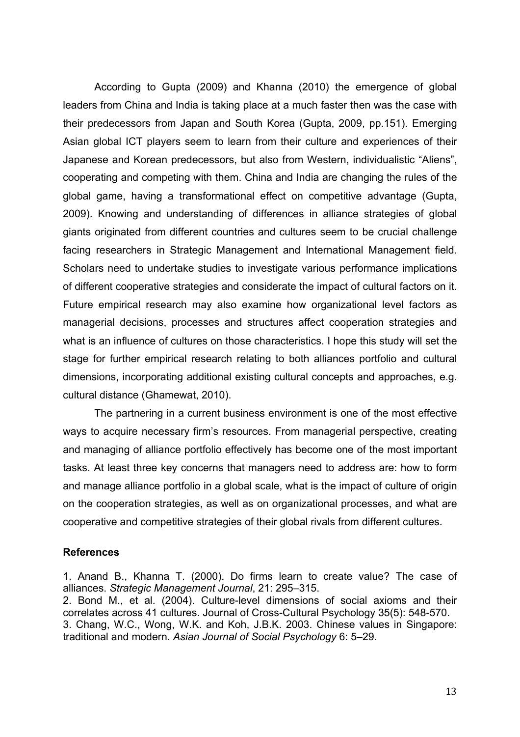According to Gupta (2009) and Khanna (2010) the emergence of global leaders from China and India is taking place at a much faster then was the case with their predecessors from Japan and South Korea (Gupta, 2009, pp.151). Emerging Asian global ICT players seem to learn from their culture and experiences of their Japanese and Korean predecessors, but also from Western, individualistic "Aliens", cooperating and competing with them. China and India are changing the rules of the global game, having a transformational effect on competitive advantage (Gupta, 2009). Knowing and understanding of differences in alliance strategies of global giants originated from different countries and cultures seem to be crucial challenge facing researchers in Strategic Management and International Management field. Scholars need to undertake studies to investigate various performance implications of different cooperative strategies and considerate the impact of cultural factors on it. Future empirical research may also examine how organizational level factors as managerial decisions, processes and structures affect cooperation strategies and what is an influence of cultures on those characteristics. I hope this study will set the stage for further empirical research relating to both alliances portfolio and cultural dimensions, incorporating additional existing cultural concepts and approaches, e.g. cultural distance (Ghamewat, 2010).

The partnering in a current business environment is one of the most effective ways to acquire necessary firm's resources. From managerial perspective, creating and managing of alliance portfolio effectively has become one of the most important tasks. At least three key concerns that managers need to address are: how to form and manage alliance portfolio in a global scale, what is the impact of culture of origin on the cooperation strategies, as well as on organizational processes, and what are cooperative and competitive strategies of their global rivals from different cultures.

## References

1. Anand B., Khanna T. (2000). Do firms learn to create value? The case of alliances. *Strategic Management Journal*, 21: 295–315.
2. Bond M., et al. (2004). Culture-level dimensions of social axioms and their correlates across 41 cultures. Journal of Cross-Cultural Psychology 35(5): 548-570.
3. Chang, W.C., Wong, W.K. and Koh, J.B.K. 2003. Chinese values in Singapore: traditional and modern. *Asian Journal of Social Psychology* 6: 5–29.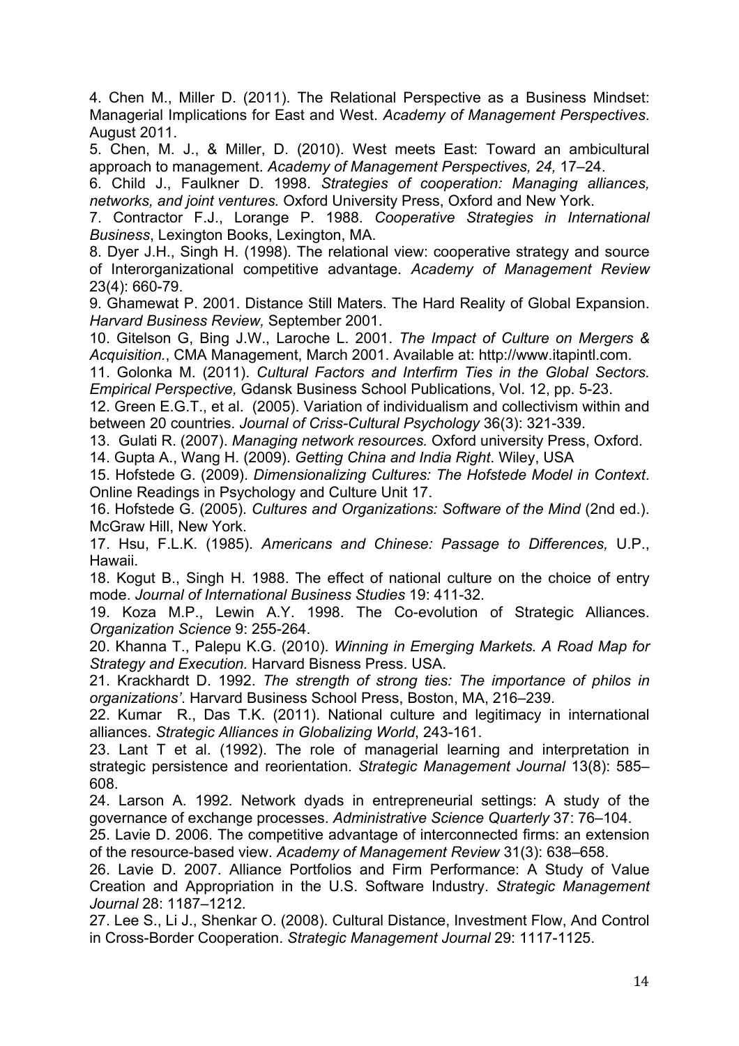4. Chen M., Miller D. (2011). The Relational Perspective as a Business Mindset: Managerial Implications for East and West. *Academy of Management Perspectives*. August 2011.

5. Chen, M. J., & Miller, D. (2010). West meets East: Toward an ambicultural approach to management. *Academy of Management Perspectives, 24,* 17–24.

6. Child J., Faulkner D. 1998. *Strategies of cooperation: Managing alliances, networks, and joint ventures.* Oxford University Press, Oxford and New York.

7. Contractor F.J., Lorange P. 1988. *Cooperative Strategies in International Business*, Lexington Books, Lexington, MA.

8. Dyer J.H., Singh H. (1998). The relational view: cooperative strategy and source of Interorganizational competitive advantage. *Academy of Management Review* 23(4): 660-79.

9. Ghamewat P. 2001. Distance Still Maters. The Hard Reality of Global Expansion. *Harvard Business Review,* September 2001.

10. Gitelson G, Bing J.W., Laroche L. 2001. *The Impact of Culture on Mergers & Acquisition.*, CMA Management, March 2001. Available at: http://www.itapintl.com.

11. Golonka M. (2011). *Cultural Factors and Interfirm Ties in the Global Sectors. Empirical Perspective,* Gdansk Business School Publications, Vol. 12, pp. 5-23.

12. Green E.G.T., et al. (2005). Variation of individualism and collectivism within and between 20 countries. *Journal of Criss-Cultural Psychology* 36(3): 321-339.

13. Gulati R. (2007). *Managing network resources.* Oxford university Press, Oxford.

14. Gupta A., Wang H. (2009). *Getting China and India Right*. Wiley, USA

15. Hofstede G. (2009). *Dimensionalizing Cultures: The Hofstede Model in Context*. Online Readings in Psychology and Culture Unit 17.

16. Hofstede G. (2005). *Cultures and Organizations: Software of the Mind* (2nd ed.). McGraw Hill, New York.

17. Hsu, F.L.K. (1985). *Americans and Chinese: Passage to Differences,* U.P., Hawaii.

18. Kogut B., Singh H. 1988. The effect of national culture on the choice of entry mode. *Journal of International Business Studies* 19: 411-32.

19. Koza M.P., Lewin A.Y. 1998. The Co-evolution of Strategic Alliances. *Organization Science* 9: 255-264.

20. Khanna T., Palepu K.G. (2010). *Winning in Emerging Markets. A Road Map for Strategy and Execution.* Harvard Bisness Press. USA.

21. Krackhardt D. 1992. *The strength of strong ties: The importance of philos in organizations'*. Harvard Business School Press, Boston, MA, 216–239.

22. Kumar R., Das T.K. (2011). National culture and legitimacy in international alliances. *Strategic Alliances in Globalizing World*, 243-161.

23. Lant T et al. (1992). The role of managerial learning and interpretation in strategic persistence and reorientation. *Strategic Management Journal* 13(8): 585–608.

24. Larson A. 1992. Network dyads in entrepreneurial settings: A study of the governance of exchange processes. *Administrative Science Quarterly* 37: 76–104.

25. Lavie D. 2006. The competitive advantage of interconnected firms: an extension of the resource-based view. *Academy of Management Review* 31(3): 638–658.

26. Lavie D. 2007. Alliance Portfolios and Firm Performance: A Study of Value Creation and Appropriation in the U.S. Software Industry. *Strategic Management Journal* 28: 1187–1212.

27. Lee S., Li J., Shenkar O. (2008). Cultural Distance, Investment Flow, And Control in Cross-Border Cooperation. *Strategic Management Journal* 29: 1117-1125.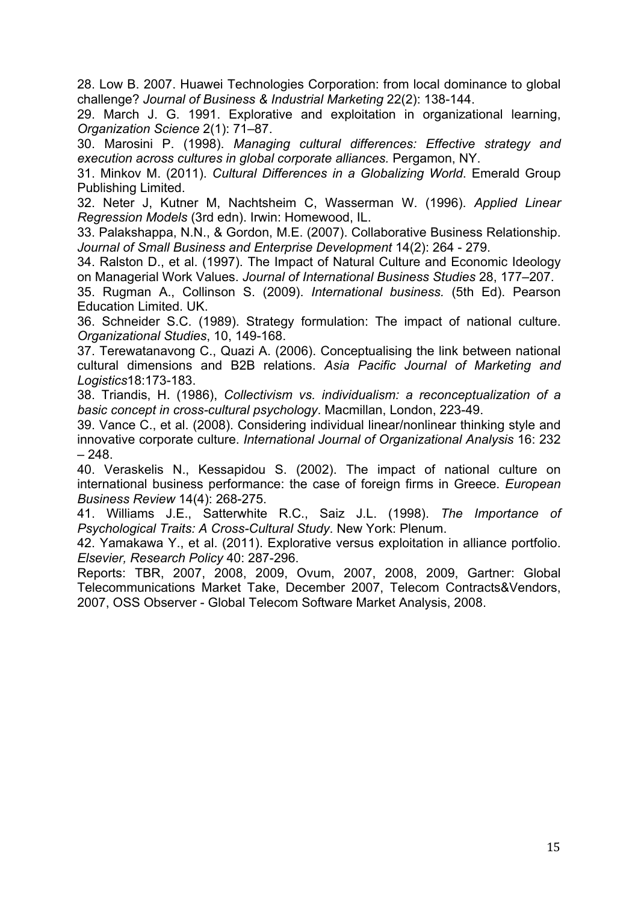28. Low B. 2007. Huawei Technologies Corporation: from local dominance to global challenge? *Journal of Business & Industrial Marketing* 22(2): 138-144.

29. March J. G. 1991. Explorative and exploitation in organizational learning, *Organization Science* 2(1): 71–87.

30. Marosini P. (1998). *Managing cultural differences: Effective strategy and execution across cultures in global corporate alliances.* Pergamon, NY.

31. Minkov M. (2011). *Cultural Differences in a Globalizing World*. Emerald Group Publishing Limited.

32. Neter J, Kutner M, Nachtsheim C, Wasserman W. (1996). *Applied Linear Regression Models* (3rd edn). Irwin: Homewood, IL.

33. Palakshappa, N.N., & Gordon, M.E. (2007). Collaborative Business Relationship. *Journal of Small Business and Enterprise Development* 14(2): 264 - 279.

34. Ralston D., et al. (1997). The Impact of Natural Culture and Economic Ideology on Managerial Work Values. *Journal of International Business Studies* 28, 177–207.

35. Rugman A., Collinson S. (2009). *International business.* (5th Ed). Pearson Education Limited. UK.

36. Schneider S.C. (1989). Strategy formulation: The impact of national culture. *Organizational Studies*, 10, 149-168.

37. Terewatanavong C., Quazi A. (2006). Conceptualising the link between national cultural dimensions and B2B relations. *Asia Pacific Journal of Marketing and Logistics*18:173-183.

38. Triandis, H. (1986), *Collectivism vs. individualism: a reconceptualization of a basic concept in cross-cultural psychology*. Macmillan, London, 223-49.

39. Vance C., et al. (2008). Considering individual linear/nonlinear thinking style and innovative corporate culture. *International Journal of Organizational Analysis* 16: 232 – 248.

40. Veraskelis N., Kessapidou S. (2002). The impact of national culture on international business performance: the case of foreign firms in Greece. *European Business Review* 14(4): 268-275.

41. Williams J.E., Satterwhite R.C., Saiz J.L. (1998). *The Importance of Psychological Traits: A Cross-Cultural Study*. New York: Plenum.

42. Yamakawa Y., et al. (2011). Explorative versus exploitation in alliance portfolio. *Elsevier, Research Policy* 40: 287-296.

Reports: TBR, 2007, 2008, 2009, Ovum, 2007, 2008, 2009, Gartner: Global Telecommunications Market Take, December 2007, Telecom Contracts&Vendors, 2007, OSS Observer - Global Telecom Software Market Analysis, 2008.